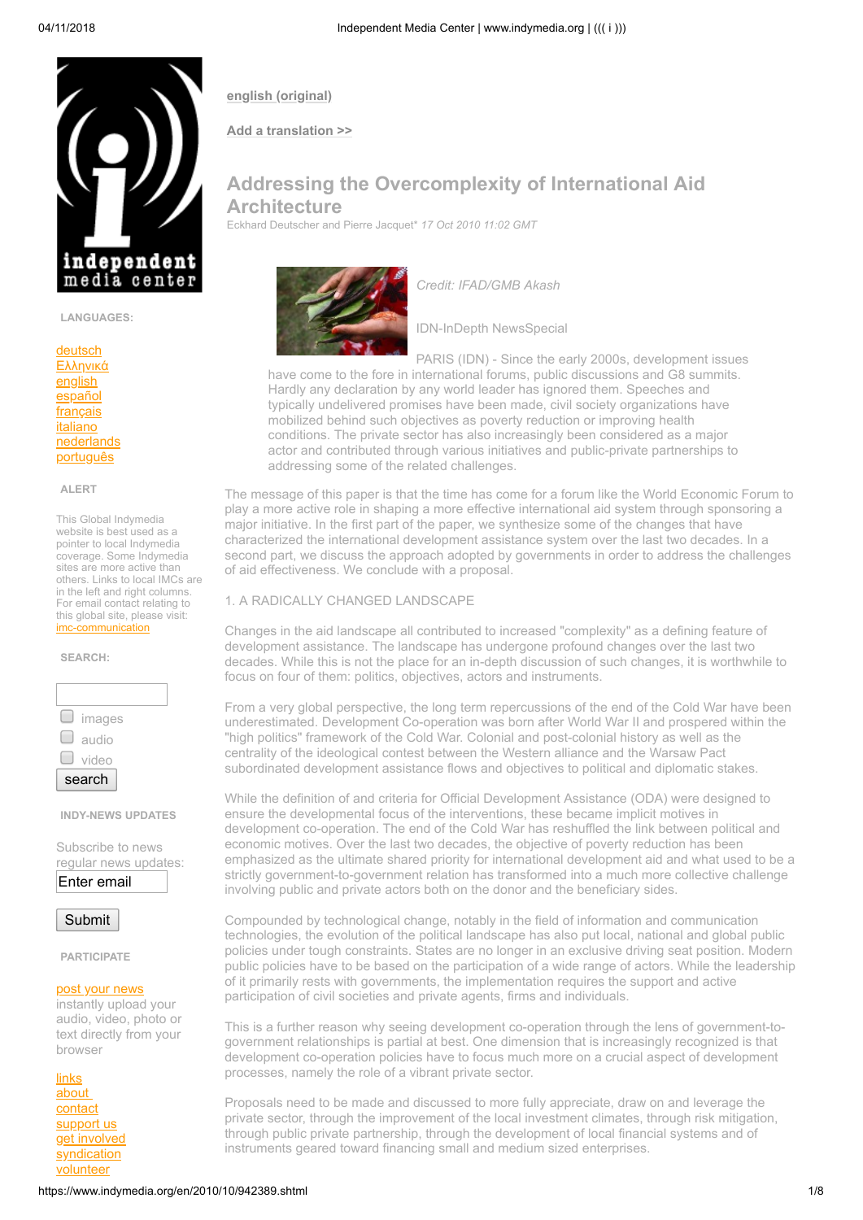english (original)

Add a translation >>

# Addressing the Overcomplexity of International Aid Architecture

Eckhard Deutscher and Pierre Jacquet* *17 Oct 2010 11:02 GMT*

*Credit: IFAD/GMB Akash*

IDN-InDepth NewsSpecial

PARIS (IDN) - Since the early 2000s, development issues have come to the fore in international forums, public discussions and G8 summits. Hardly any declaration by any world leader has ignored them. Speeches and typically undelivered promises have been made, civil society organizations have mobilized behind such objectives as poverty reduction or improving health conditions. The private sector has also increasingly been considered as a major actor and contributed through various initiatives and public-private partnerships to addressing some of the related challenges.

The message of this paper is that the time has come for a forum like the World Economic Forum to play a more active role in shaping a more effective international aid system through sponsoring a major initiative. In the first part of the paper, we synthesize some of the changes that have characterized the international development assistance system over the last two decades. In a second part, we discuss the approach adopted by governments in order to address the challenges of aid effectiveness. We conclude with a proposal.

## 1. A RADICALLY CHANGED LANDSCAPE

Changes in the aid landscape all contributed to increased "complexity" as a defining feature of development assistance. The landscape has undergone profound changes over the last two decades. While this is not the place for an in-depth discussion of such changes, it is worthwhile to focus on four of them: politics, objectives, actors and instruments.

From a very global perspective, the long term repercussions of the end of the Cold War have been underestimated. Development Co-operation was born after World War II and prospered within the "high politics" framework of the Cold War. Colonial and post-colonial history as well as the centrality of the ideological contest between the Western alliance and the Warsaw Pact subordinated development assistance flows and objectives to political and diplomatic stakes.

While the definition of and criteria for Official Development Assistance (ODA) were designed to ensure the developmental focus of the interventions, these became implicit motives in development co-operation. The end of the Cold War has reshuffled the link between political and economic motives. Over the last two decades, the objective of poverty reduction has been emphasized as the ultimate shared priority for international development aid and what used to be a strictly government-to-government relation has transformed into a much more collective challenge involving public and private actors both on the donor and the beneficiary sides.

Compounded by technological change, notably in the field of information and communication technologies, the evolution of the political landscape has also put local, national and global public policies under tough constraints. States are no longer in an exclusive driving seat position. Modern public policies have to be based on the participation of a wide range of actors. While the leadership of it primarily rests with governments, the implementation requires the support and active participation of civil societies and private agents, firms and individuals.

This is a further reason why seeing development co-operation through the lens of government-to-government relationships is partial at best. One dimension that is increasingly recognized is that development co-operation policies have to focus much more on a crucial aspect of development processes, namely the role of a vibrant private sector.

Proposals need to be made and discussed to more fully appreciate, draw on and leverage the private sector, through the improvement of the local investment climates, through risk mitigation, through public private partnership, through the development of local financial systems and of instruments geared toward financing small and medium sized enterprises.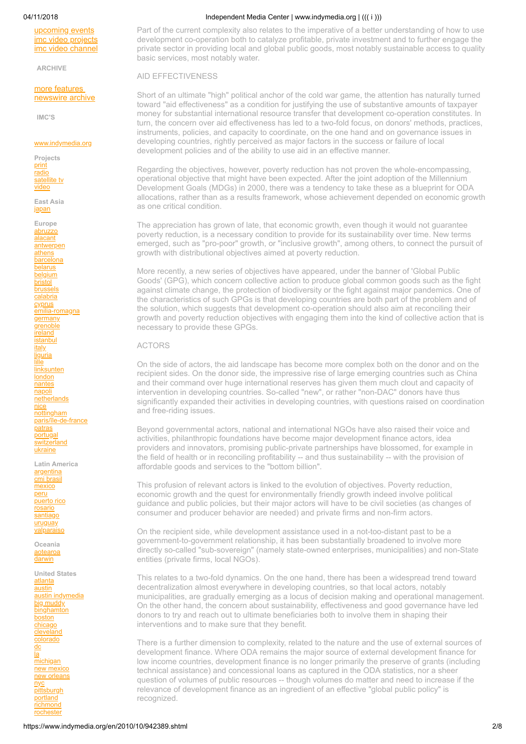upcoming events
imc video projects
imc video channel

ARCHIVE

more features
newswire archive

IMC'S

www.indymedia.org

**Projects**
print
radio
satellite tv
video

**East Asia**
japan

**Europe**
abruzzo
alacant
antwerpen
athens
barcelona
belarus
belgium
bristol
brussels
calabria
cyprus
emilia-romagna
germany
grenoble
ireland
istanbul
italy
liguria
lille
linksunten
london
nantes
napoli
netherlands
nice
nottingham
paris/île-de-france
patras
portugal
switzerland
ukraine

**Latin America**
argentina
cmi brasil
mexico
peru
puerto rico
rosario
santiago
uruguay
valparaiso

**Oceania**
aotearoa
darwin

**United States**
atlanta
austin
austin indymedia
big muddy
binghamton
boston
chicago
cleveland
colorado
dc
la
michigan
new mexico
new orleans
nyc
pittsburgh
portland
richmond
rochester

Part of the current complexity also relates to the imperative of a better understanding of how to use development co-operation both to catalyze profitable, private investment and to further engage the private sector in providing local and global public goods, most notably sustainable access to quality basic services, most notably water.

AID EFFECTIVENESS

Short of an ultimate "high" political anchor of the cold war game, the attention has naturally turned toward "aid effectiveness" as a condition for justifying the use of substantive amounts of taxpayer money for substantial international resource transfer that development co-operation constitutes. In turn, the concern over aid effectiveness has led to a two-fold focus, on donors' methods, practices, instruments, policies, and capacity to coordinate, on the one hand and on governance issues in developing countries, rightly perceived as major factors in the success or failure of local development policies and of the ability to use aid in an effective manner.

Regarding the objectives, however, poverty reduction has not proven the whole-encompassing, operational objective that might have been expected. After the joint adoption of the Millennium Development Goals (MDGs) in 2000, there was a tendency to take these as a blueprint for ODA allocations, rather than as a results framework, whose achievement depended on economic growth as one critical condition.

The appreciation has grown of late, that economic growth, even though it would not guarantee poverty reduction, is a necessary condition to provide for its sustainability over time. New terms emerged, such as "pro-poor" growth, or "inclusive growth", among others, to connect the pursuit of growth with distributional objectives aimed at poverty reduction.

More recently, a new series of objectives have appeared, under the banner of 'Global Public Goods' (GPG), which concern collective action to produce global common goods such as the fight against climate change, the protection of biodiversity or the fight against major pandemics. One of the characteristics of such GPGs is that developing countries are both part of the problem and of the solution, which suggests that development co-operation should also aim at reconciling their growth and poverty reduction objectives with engaging them into the kind of collective action that is necessary to provide these GPGs.

ACTORS

On the side of actors, the aid landscape has become more complex both on the donor and on the recipient sides. On the donor side, the impressive rise of large emerging countries such as China and their command over huge international reserves has given them much clout and capacity of intervention in developing countries. So-called "new", or rather "non-DAC" donors have thus significantly expanded their activities in developing countries, with questions raised on coordination and free-riding issues.

Beyond governmental actors, national and international NGOs have also raised their voice and activities, philanthropic foundations have become major development finance actors, idea providers and innovators, promising public-private partnerships have blossomed, for example in the field of health or in reconciling profitability -- and thus sustainability -- with the provision of affordable goods and services to the "bottom billion".

This profusion of relevant actors is linked to the evolution of objectives. Poverty reduction, economic growth and the quest for environmentally friendly growth indeed involve political guidance and public policies, but their major actors will have to be civil societies (as changes of consumer and producer behavior are needed) and private firms and non-firm actors.

On the recipient side, while development assistance used in a not-too-distant past to be a government-to-government relationship, it has been substantially broadened to involve more directly so-called "sub-sovereign" (namely state-owned enterprises, municipalities) and non-State entities (private firms, local NGOs).

This relates to a two-fold dynamics. On the one hand, there has been a widespread trend toward decentralization almost everywhere in developing countries, so that local actors, notably municipalities, are gradually emerging as a locus of decision making and operational management. On the other hand, the concern about sustainability, effectiveness and good governance have led donors to try and reach out to ultimate beneficiaries both to involve them in shaping their interventions and to make sure that they benefit.

There is a further dimension to complexity, related to the nature and the use of external sources of development finance. Where ODA remains the major source of external development finance for low income countries, development finance is no longer primarily the preserve of grants (including technical assistance) and concessional loans as captured in the ODA statistics, nor a sheer question of volumes of public resources -- though volumes do matter and need to increase if the relevance of development finance as an ingredient of an effective "global public policy" is recognized.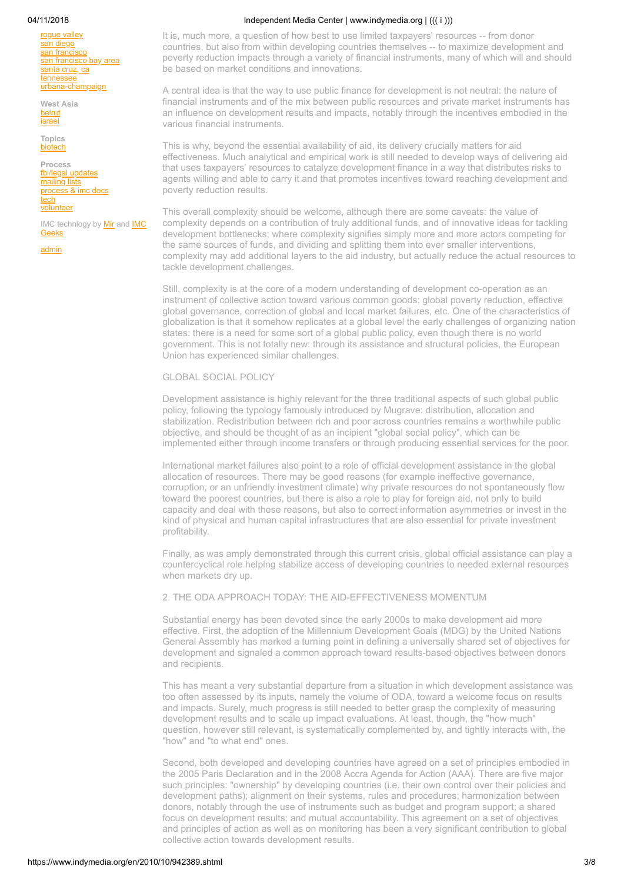rogue valley
san diego
san francisco
san francisco bay area
santa cruz, ca
tennessee
urbana-champaign

**West Asia**
beirut
israel

**Topics**
biotech

**Process**
fbi/legal updates
mailing lists
process & imc docs
tech
volunteer

IMC technlogy by Mir and IMC Geeks

admin

It is, much more, a question of how best to use limited taxpayers' resources -- from donor countries, but also from within developing countries themselves -- to maximize development and poverty reduction impacts through a variety of financial instruments, many of which will and should be based on market conditions and innovations.

A central idea is that the way to use public finance for development is not neutral: the nature of financial instruments and of the mix between public resources and private market instruments has an influence on development results and impacts, notably through the incentives embodied in the various financial instruments.

This is why, beyond the essential availability of aid, its delivery crucially matters for aid effectiveness. Much analytical and empirical work is still needed to develop ways of delivering aid that uses taxpayers' resources to catalyze development finance in a way that distributes risks to agents willing and able to carry it and that promotes incentives toward reaching development and poverty reduction results.

This overall complexity should be welcome, although there are some caveats: the value of complexity depends on a contribution of truly additional funds, and of innovative ideas for tackling development bottlenecks; where complexity signifies simply more and more actors competing for the same sources of funds, and dividing and splitting them into ever smaller interventions, complexity may add additional layers to the aid industry, but actually reduce the actual resources to tackle development challenges.

Still, complexity is at the core of a modern understanding of development co-operation as an instrument of collective action toward various common goods: global poverty reduction, effective global governance, correction of global and local market failures, etc. One of the characteristics of globalization is that it somehow replicates at a global level the early challenges of organizing nation states: there is a need for some sort of a global public policy, even though there is no world government. This is not totally new: through its assistance and structural policies, the European Union has experienced similar challenges.

GLOBAL SOCIAL POLICY

Development assistance is highly relevant for the three traditional aspects of such global public policy, following the typology famously introduced by Mugrave: distribution, allocation and stabilization. Redistribution between rich and poor across countries remains a worthwhile public objective, and should be thought of as an incipient "global social policy", which can be implemented either through income transfers or through producing essential services for the poor.

International market failures also point to a role of official development assistance in the global allocation of resources. There may be good reasons (for example ineffective governance, corruption, or an unfriendly investment climate) why private resources do not spontaneously flow toward the poorest countries, but there is also a role to play for foreign aid, not only to build capacity and deal with these reasons, but also to correct information asymmetries or invest in the kind of physical and human capital infrastructures that are also essential for private investment profitability.

Finally, as was amply demonstrated through this current crisis, global official assistance can play a countercyclical role helping stabilize access of developing countries to needed external resources when markets dry up.

2. THE ODA APPROACH TODAY: THE AID-EFFECTIVENESS MOMENTUM

Substantial energy has been devoted since the early 2000s to make development aid more effective. First, the adoption of the Millennium Development Goals (MDG) by the United Nations General Assembly has marked a turning point in defining a universally shared set of objectives for development and signaled a common approach toward results-based objectives between donors and recipients.

This has meant a very substantial departure from a situation in which development assistance was too often assessed by its inputs, namely the volume of ODA, toward a welcome focus on results and impacts. Surely, much progress is still needed to better grasp the complexity of measuring development results and to scale up impact evaluations. At least, though, the "how much" question, however still relevant, is systematically complemented by, and tightly interacts with, the "how" and "to what end" ones.

Second, both developed and developing countries have agreed on a set of principles embodied in the 2005 Paris Declaration and in the 2008 Accra Agenda for Action (AAA). There are five major such principles: "ownership" by developing countries (i.e. their own control over their policies and development paths); alignment on their systems, rules and procedures; harmonization between donors, notably through the use of instruments such as budget and program support; a shared focus on development results; and mutual accountability. This agreement on a set of objectives and principles of action as well as on monitoring has been a very significant contribution to global collective action towards development results.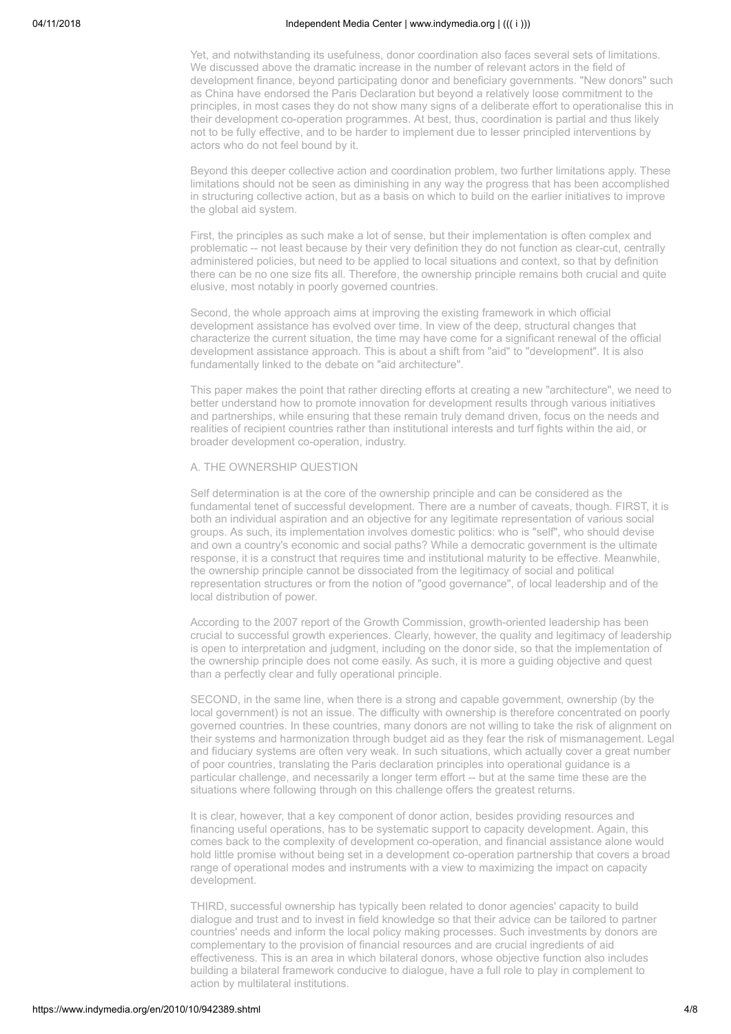Yet, and notwithstanding its usefulness, donor coordination also faces several sets of limitations. We discussed above the dramatic increase in the number of relevant actors in the field of development finance, beyond participating donor and beneficiary governments. "New donors" such as China have endorsed the Paris Declaration but beyond a relatively loose commitment to the principles, in most cases they do not show many signs of a deliberate effort to operationalise this in their development co-operation programmes. At best, thus, coordination is partial and thus likely not to be fully effective, and to be harder to implement due to lesser principled interventions by actors who do not feel bound by it.

Beyond this deeper collective action and coordination problem, two further limitations apply. These limitations should not be seen as diminishing in any way the progress that has been accomplished in structuring collective action, but as a basis on which to build on the earlier initiatives to improve the global aid system.

First, the principles as such make a lot of sense, but their implementation is often complex and problematic -- not least because by their very definition they do not function as clear-cut, centrally administered policies, but need to be applied to local situations and context, so that by definition there can be no one size fits all. Therefore, the ownership principle remains both crucial and quite elusive, most notably in poorly governed countries.

Second, the whole approach aims at improving the existing framework in which official development assistance has evolved over time. In view of the deep, structural changes that characterize the current situation, the time may have come for a significant renewal of the official development assistance approach. This is about a shift from "aid" to "development". It is also fundamentally linked to the debate on "aid architecture".

This paper makes the point that rather directing efforts at creating a new "architecture", we need to better understand how to promote innovation for development results through various initiatives and partnerships, while ensuring that these remain truly demand driven, focus on the needs and realities of recipient countries rather than institutional interests and turf fights within the aid, or broader development co-operation, industry.

A. THE OWNERSHIP QUESTION

Self determination is at the core of the ownership principle and can be considered as the fundamental tenet of successful development. There are a number of caveats, though. FIRST, it is both an individual aspiration and an objective for any legitimate representation of various social groups. As such, its implementation involves domestic politics: who is "self", who should devise and own a country's economic and social paths? While a democratic government is the ultimate response, it is a construct that requires time and institutional maturity to be effective. Meanwhile, the ownership principle cannot be dissociated from the legitimacy of social and political representation structures or from the notion of "good governance", of local leadership and of the local distribution of power.

According to the 2007 report of the Growth Commission, growth-oriented leadership has been crucial to successful growth experiences. Clearly, however, the quality and legitimacy of leadership is open to interpretation and judgment, including on the donor side, so that the implementation of the ownership principle does not come easily. As such, it is more a guiding objective and quest than a perfectly clear and fully operational principle.

SECOND, in the same line, when there is a strong and capable government, ownership (by the local government) is not an issue. The difficulty with ownership is therefore concentrated on poorly governed countries. In these countries, many donors are not willing to take the risk of alignment on their systems and harmonization through budget aid as they fear the risk of mismanagement. Legal and fiduciary systems are often very weak. In such situations, which actually cover a great number of poor countries, translating the Paris declaration principles into operational guidance is a particular challenge, and necessarily a longer term effort -- but at the same time these are the situations where following through on this challenge offers the greatest returns.

It is clear, however, that a key component of donor action, besides providing resources and financing useful operations, has to be systematic support to capacity development. Again, this comes back to the complexity of development co-operation, and financial assistance alone would hold little promise without being set in a development co-operation partnership that covers a broad range of operational modes and instruments with a view to maximizing the impact on capacity development.

THIRD, successful ownership has typically been related to donor agencies' capacity to build dialogue and trust and to invest in field knowledge so that their advice can be tailored to partner countries' needs and inform the local policy making processes. Such investments by donors are complementary to the provision of financial resources and are crucial ingredients of aid effectiveness. This is an area in which bilateral donors, whose objective function also includes building a bilateral framework conducive to dialogue, have a full role to play in complement to action by multilateral institutions.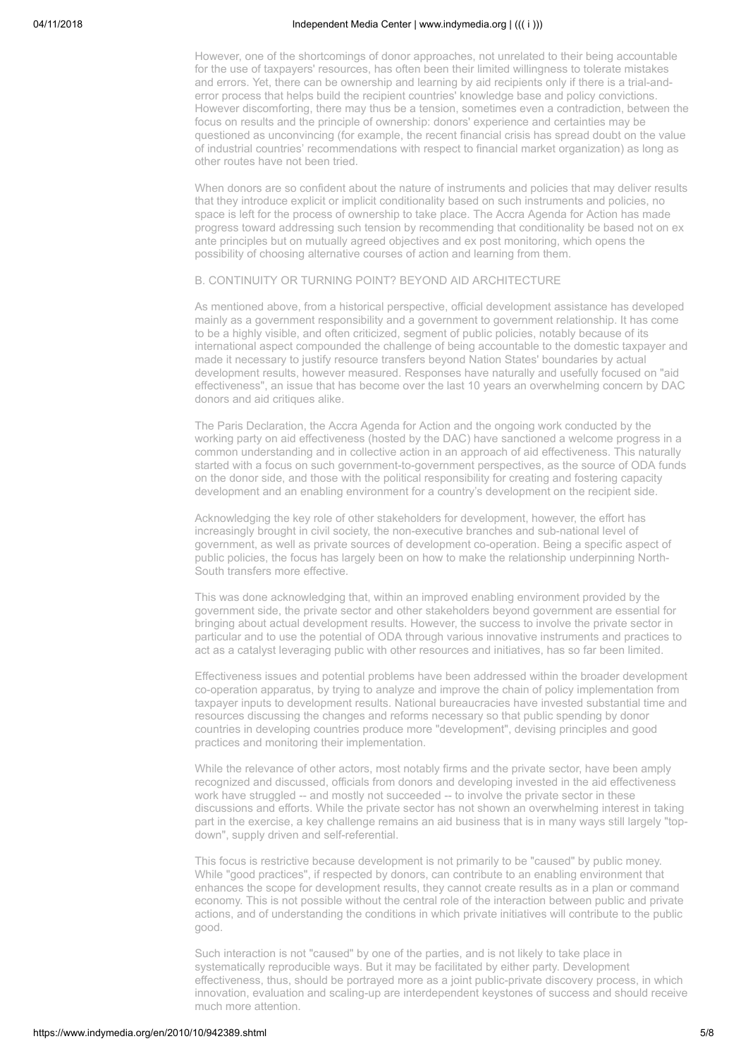However, one of the shortcomings of donor approaches, not unrelated to their being accountable for the use of taxpayers' resources, has often been their limited willingness to tolerate mistakes and errors. Yet, there can be ownership and learning by aid recipients only if there is a trial-and-error process that helps build the recipient countries' knowledge base and policy convictions. However discomforting, there may thus be a tension, sometimes even a contradiction, between the focus on results and the principle of ownership: donors' experience and certainties may be questioned as unconvincing (for example, the recent financial crisis has spread doubt on the value of industrial countries' recommendations with respect to financial market organization) as long as other routes have not been tried.

When donors are so confident about the nature of instruments and policies that may deliver results that they introduce explicit or implicit conditionality based on such instruments and policies, no space is left for the process of ownership to take place. The Accra Agenda for Action has made progress toward addressing such tension by recommending that conditionality be based not on ex ante principles but on mutually agreed objectives and ex post monitoring, which opens the possibility of choosing alternative courses of action and learning from them.

## B. CONTINUITY OR TURNING POINT? BEYOND AID ARCHITECTURE

As mentioned above, from a historical perspective, official development assistance has developed mainly as a government responsibility and a government to government relationship. It has come to be a highly visible, and often criticized, segment of public policies, notably because of its international aspect compounded the challenge of being accountable to the domestic taxpayer and made it necessary to justify resource transfers beyond Nation States' boundaries by actual development results, however measured. Responses have naturally and usefully focused on "aid effectiveness", an issue that has become over the last 10 years an overwhelming concern by DAC donors and aid critiques alike.

The Paris Declaration, the Accra Agenda for Action and the ongoing work conducted by the working party on aid effectiveness (hosted by the DAC) have sanctioned a welcome progress in a common understanding and in collective action in an approach of aid effectiveness. This naturally started with a focus on such government-to-government perspectives, as the source of ODA funds on the donor side, and those with the political responsibility for creating and fostering capacity development and an enabling environment for a country's development on the recipient side.

Acknowledging the key role of other stakeholders for development, however, the effort has increasingly brought in civil society, the non-executive branches and sub-national level of government, as well as private sources of development co-operation. Being a specific aspect of public policies, the focus has largely been on how to make the relationship underpinning North-South transfers more effective.

This was done acknowledging that, within an improved enabling environment provided by the government side, the private sector and other stakeholders beyond government are essential for bringing about actual development results. However, the success to involve the private sector in particular and to use the potential of ODA through various innovative instruments and practices to act as a catalyst leveraging public with other resources and initiatives, has so far been limited.

Effectiveness issues and potential problems have been addressed within the broader development co-operation apparatus, by trying to analyze and improve the chain of policy implementation from taxpayer inputs to development results. National bureaucracies have invested substantial time and resources discussing the changes and reforms necessary so that public spending by donor countries in developing countries produce more "development", devising principles and good practices and monitoring their implementation.

While the relevance of other actors, most notably firms and the private sector, have been amply recognized and discussed, officials from donors and developing invested in the aid effectiveness work have struggled -- and mostly not succeeded -- to involve the private sector in these discussions and efforts. While the private sector has not shown an overwhelming interest in taking part in the exercise, a key challenge remains an aid business that is in many ways still largely "top-down", supply driven and self-referential.

This focus is restrictive because development is not primarily to be "caused" by public money. While "good practices", if respected by donors, can contribute to an enabling environment that enhances the scope for development results, they cannot create results as in a plan or command economy. This is not possible without the central role of the interaction between public and private actions, and of understanding the conditions in which private initiatives will contribute to the public good.

Such interaction is not "caused" by one of the parties, and is not likely to take place in systematically reproducible ways. But it may be facilitated by either party. Development effectiveness, thus, should be portrayed more as a joint public-private discovery process, in which innovation, evaluation and scaling-up are interdependent keystones of success and should receive much more attention.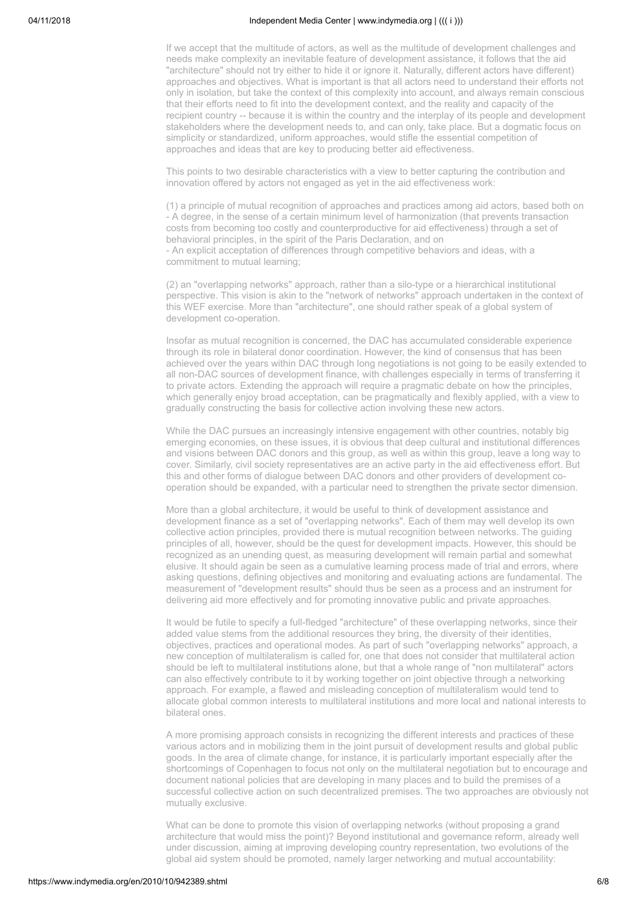If we accept that the multitude of actors, as well as the multitude of development challenges and needs make complexity an inevitable feature of development assistance, it follows that the aid "architecture" should not try either to hide it or ignore it. Naturally, different actors have different) approaches and objectives. What is important is that all actors need to understand their efforts not only in isolation, but take the context of this complexity into account, and always remain conscious that their efforts need to fit into the development context, and the reality and capacity of the recipient country -- because it is within the country and the interplay of its people and development stakeholders where the development needs to, and can only, take place. But a dogmatic focus on simplicity or standardized, uniform approaches, would stifle the essential competition of approaches and ideas that are key to producing better aid effectiveness.

This points to two desirable characteristics with a view to better capturing the contribution and innovation offered by actors not engaged as yet in the aid effectiveness work:

(1) a principle of mutual recognition of approaches and practices among aid actors, based both on
- A degree, in the sense of a certain minimum level of harmonization (that prevents transaction costs from becoming too costly and counterproductive for aid effectiveness) through a set of behavioral principles, in the spirit of the Paris Declaration, and on
- An explicit acceptation of differences through competitive behaviors and ideas, with a commitment to mutual learning;

(2) an "overlapping networks" approach, rather than a silo-type or a hierarchical institutional perspective. This vision is akin to the "network of networks" approach undertaken in the context of this WEF exercise. More than "architecture", one should rather speak of a global system of development co-operation.

Insofar as mutual recognition is concerned, the DAC has accumulated considerable experience through its role in bilateral donor coordination. However, the kind of consensus that has been achieved over the years within DAC through long negotiations is not going to be easily extended to all non-DAC sources of development finance, with challenges especially in terms of transferring it to private actors. Extending the approach will require a pragmatic debate on how the principles, which generally enjoy broad acceptation, can be pragmatically and flexibly applied, with a view to gradually constructing the basis for collective action involving these new actors.

While the DAC pursues an increasingly intensive engagement with other countries, notably big emerging economies, on these issues, it is obvious that deep cultural and institutional differences and visions between DAC donors and this group, as well as within this group, leave a long way to cover. Similarly, civil society representatives are an active party in the aid effectiveness effort. But this and other forms of dialogue between DAC donors and other providers of development co-operation should be expanded, with a particular need to strengthen the private sector dimension.

More than a global architecture, it would be useful to think of development assistance and development finance as a set of "overlapping networks". Each of them may well develop its own collective action principles, provided there is mutual recognition between networks. The guiding principles of all, however, should be the quest for development impacts. However, this should be recognized as an unending quest, as measuring development will remain partial and somewhat elusive. It should again be seen as a cumulative learning process made of trial and errors, where asking questions, defining objectives and monitoring and evaluating actions are fundamental. The measurement of "development results" should thus be seen as a process and an instrument for delivering aid more effectively and for promoting innovative public and private approaches.

It would be futile to specify a full-fledged "architecture" of these overlapping networks, since their added value stems from the additional resources they bring, the diversity of their identities, objectives, practices and operational modes. As part of such "overlapping networks" approach, a new conception of multilateralism is called for, one that does not consider that multilateral action should be left to multilateral institutions alone, but that a whole range of "non multilateral" actors can also effectively contribute to it by working together on joint objective through a networking approach. For example, a flawed and misleading conception of multilateralism would tend to allocate global common interests to multilateral institutions and more local and national interests to bilateral ones.

A more promising approach consists in recognizing the different interests and practices of these various actors and in mobilizing them in the joint pursuit of development results and global public goods. In the area of climate change, for instance, it is particularly important especially after the shortcomings of Copenhagen to focus not only on the multilateral negotiation but to encourage and document national policies that are developing in many places and to build the premises of a successful collective action on such decentralized premises. The two approaches are obviously not mutually exclusive.

What can be done to promote this vision of overlapping networks (without proposing a grand architecture that would miss the point)? Beyond institutional and governance reform, already well under discussion, aiming at improving developing country representation, two evolutions of the global aid system should be promoted, namely larger networking and mutual accountability: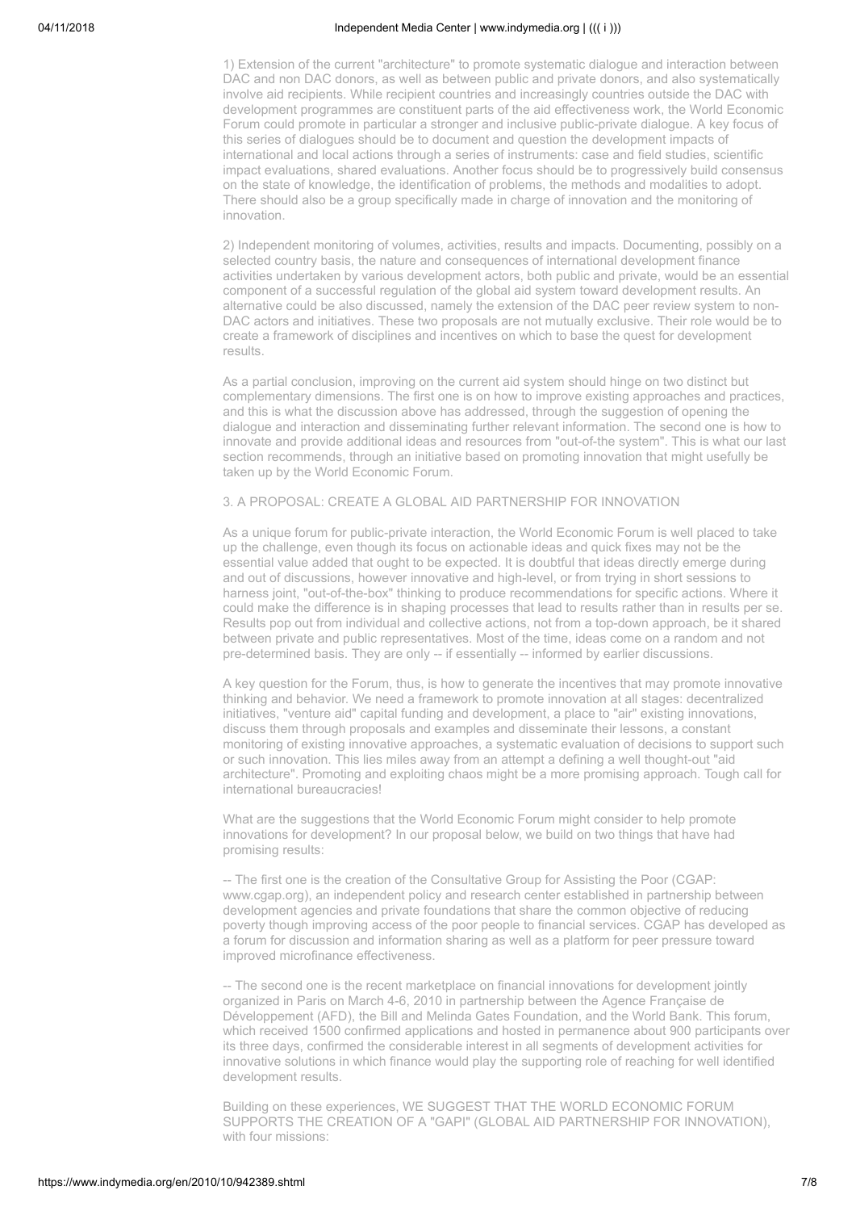1) Extension of the current "architecture" to promote systematic dialogue and interaction between DAC and non DAC donors, as well as between public and private donors, and also systematically involve aid recipients. While recipient countries and increasingly countries outside the DAC with development programmes are constituent parts of the aid effectiveness work, the World Economic Forum could promote in particular a stronger and inclusive public-private dialogue. A key focus of this series of dialogues should be to document and question the development impacts of international and local actions through a series of instruments: case and field studies, scientific impact evaluations, shared evaluations. Another focus should be to progressively build consensus on the state of knowledge, the identification of problems, the methods and modalities to adopt. There should also be a group specifically made in charge of innovation and the monitoring of innovation.

2) Independent monitoring of volumes, activities, results and impacts. Documenting, possibly on a selected country basis, the nature and consequences of international development finance activities undertaken by various development actors, both public and private, would be an essential component of a successful regulation of the global aid system toward development results. An alternative could be also discussed, namely the extension of the DAC peer review system to non-DAC actors and initiatives. These two proposals are not mutually exclusive. Their role would be to create a framework of disciplines and incentives on which to base the quest for development results.

As a partial conclusion, improving on the current aid system should hinge on two distinct but complementary dimensions. The first one is on how to improve existing approaches and practices, and this is what the discussion above has addressed, through the suggestion of opening the dialogue and interaction and disseminating further relevant information. The second one is how to innovate and provide additional ideas and resources from "out-of-the system". This is what our last section recommends, through an initiative based on promoting innovation that might usefully be taken up by the World Economic Forum.

3. A PROPOSAL: CREATE A GLOBAL AID PARTNERSHIP FOR INNOVATION

As a unique forum for public-private interaction, the World Economic Forum is well placed to take up the challenge, even though its focus on actionable ideas and quick fixes may not be the essential value added that ought to be expected. It is doubtful that ideas directly emerge during and out of discussions, however innovative and high-level, or from trying in short sessions to harness joint, "out-of-the-box" thinking to produce recommendations for specific actions. Where it could make the difference is in shaping processes that lead to results rather than in results per se. Results pop out from individual and collective actions, not from a top-down approach, be it shared between private and public representatives. Most of the time, ideas come on a random and not pre-determined basis. They are only -- if essentially -- informed by earlier discussions.

A key question for the Forum, thus, is how to generate the incentives that may promote innovative thinking and behavior. We need a framework to promote innovation at all stages: decentralized initiatives, "venture aid" capital funding and development, a place to "air" existing innovations, discuss them through proposals and examples and disseminate their lessons, a constant monitoring of existing innovative approaches, a systematic evaluation of decisions to support such or such innovation. This lies miles away from an attempt a defining a well thought-out "aid architecture". Promoting and exploiting chaos might be a more promising approach. Tough call for international bureaucracies!

What are the suggestions that the World Economic Forum might consider to help promote innovations for development? In our proposal below, we build on two things that have had promising results:

-- The first one is the creation of the Consultative Group for Assisting the Poor (CGAP: www.cgap.org), an independent policy and research center established in partnership between development agencies and private foundations that share the common objective of reducing poverty though improving access of the poor people to financial services. CGAP has developed as a forum for discussion and information sharing as well as a platform for peer pressure toward improved microfinance effectiveness.

-- The second one is the recent marketplace on financial innovations for development jointly organized in Paris on March 4-6, 2010 in partnership between the Agence Française de Développement (AFD), the Bill and Melinda Gates Foundation, and the World Bank. This forum, which received 1500 confirmed applications and hosted in permanence about 900 participants over its three days, confirmed the considerable interest in all segments of development activities for innovative solutions in which finance would play the supporting role of reaching for well identified development results.

Building on these experiences, WE SUGGEST THAT THE WORLD ECONOMIC FORUM SUPPORTS THE CREATION OF A "GAPI" (GLOBAL AID PARTNERSHIP FOR INNOVATION), with four missions: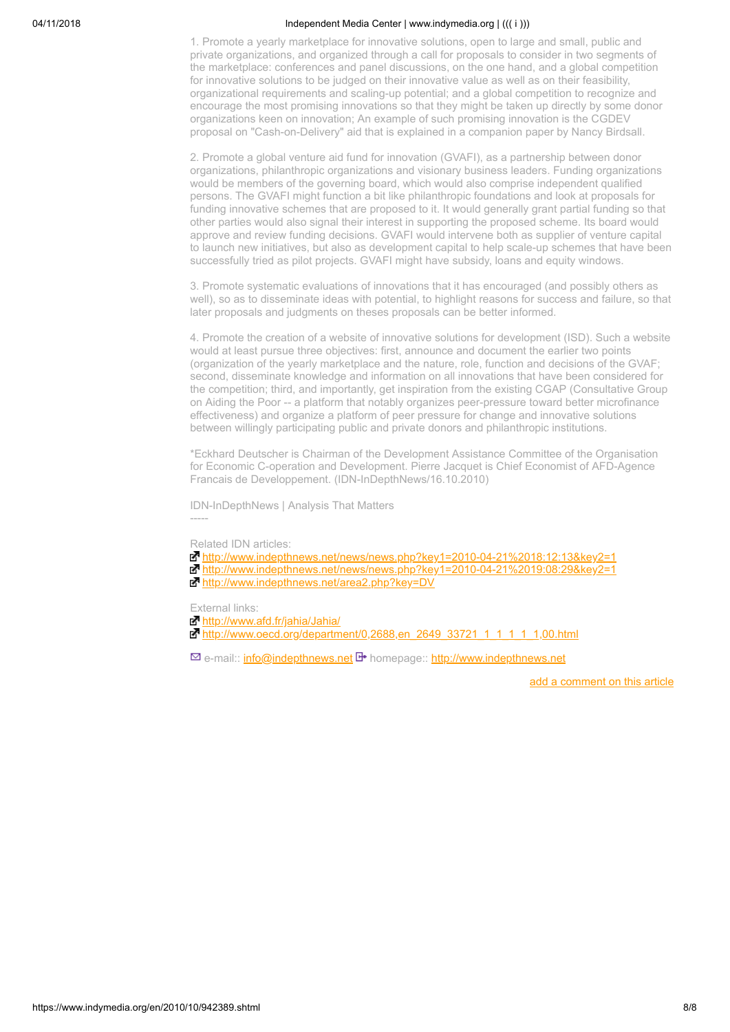1. Promote a yearly marketplace for innovative solutions, open to large and small, public and private organizations, and organized through a call for proposals to consider in two segments of the marketplace: conferences and panel discussions, on the one hand, and a global competition for innovative solutions to be judged on their innovative value as well as on their feasibility, organizational requirements and scaling-up potential; and a global competition to recognize and encourage the most promising innovations so that they might be taken up directly by some donor organizations keen on innovation; An example of such promising innovation is the CGDEV proposal on "Cash-on-Delivery" aid that is explained in a companion paper by Nancy Birdsall.

2. Promote a global venture aid fund for innovation (GVAFI), as a partnership between donor organizations, philanthropic organizations and visionary business leaders. Funding organizations would be members of the governing board, which would also comprise independent qualified persons. The GVAFI might function a bit like philanthropic foundations and look at proposals for funding innovative schemes that are proposed to it. It would generally grant partial funding so that other parties would also signal their interest in supporting the proposed scheme. Its board would approve and review funding decisions. GVAFI would intervene both as supplier of venture capital to launch new initiatives, but also as development capital to help scale-up schemes that have been successfully tried as pilot projects. GVAFI might have subsidy, loans and equity windows.

3. Promote systematic evaluations of innovations that it has encouraged (and possibly others as well), so as to disseminate ideas with potential, to highlight reasons for success and failure, so that later proposals and judgments on theses proposals can be better informed.

4. Promote the creation of a website of innovative solutions for development (ISD). Such a website would at least pursue three objectives: first, announce and document the earlier two points (organization of the yearly marketplace and the nature, role, function and decisions of the GVAF; second, disseminate knowledge and information on all innovations that have been considered for the competition; third, and importantly, get inspiration from the existing CGAP (Consultative Group on Aiding the Poor -- a platform that notably organizes peer-pressure toward better microfinance effectiveness) and organize a platform of peer pressure for change and innovative solutions between willingly participating public and private donors and philanthropic institutions.

*Eckhard Deutscher is Chairman of the Development Assistance Committee of the Organisation for Economic C-operation and Development. Pierre Jacquet is Chief Economist of AFD-Agence Francais de Developpement. (IDN-InDepthNews/16.10.2010)

IDN-InDepthNews | Analysis That Matters

-----

Related IDN articles:

http://www.indepthnews.net/news/news.php?key1=2010-04-21%2018:12:13&key2=1
http://www.indepthnews.net/news/news.php?key1=2010-04-21%2019:08:29&key2=1
http://www.indepthnews.net/area2.php?key=DV

External links:

http://www.afd.fr/jahia/Jahia/
http://www.oecd.org/department/0,2688,en_2649_33721_1_1_1_1_1,00.html

e-mail:: info@indepthnews.net homepage:: http://www.indepthnews.net

add a comment on this article